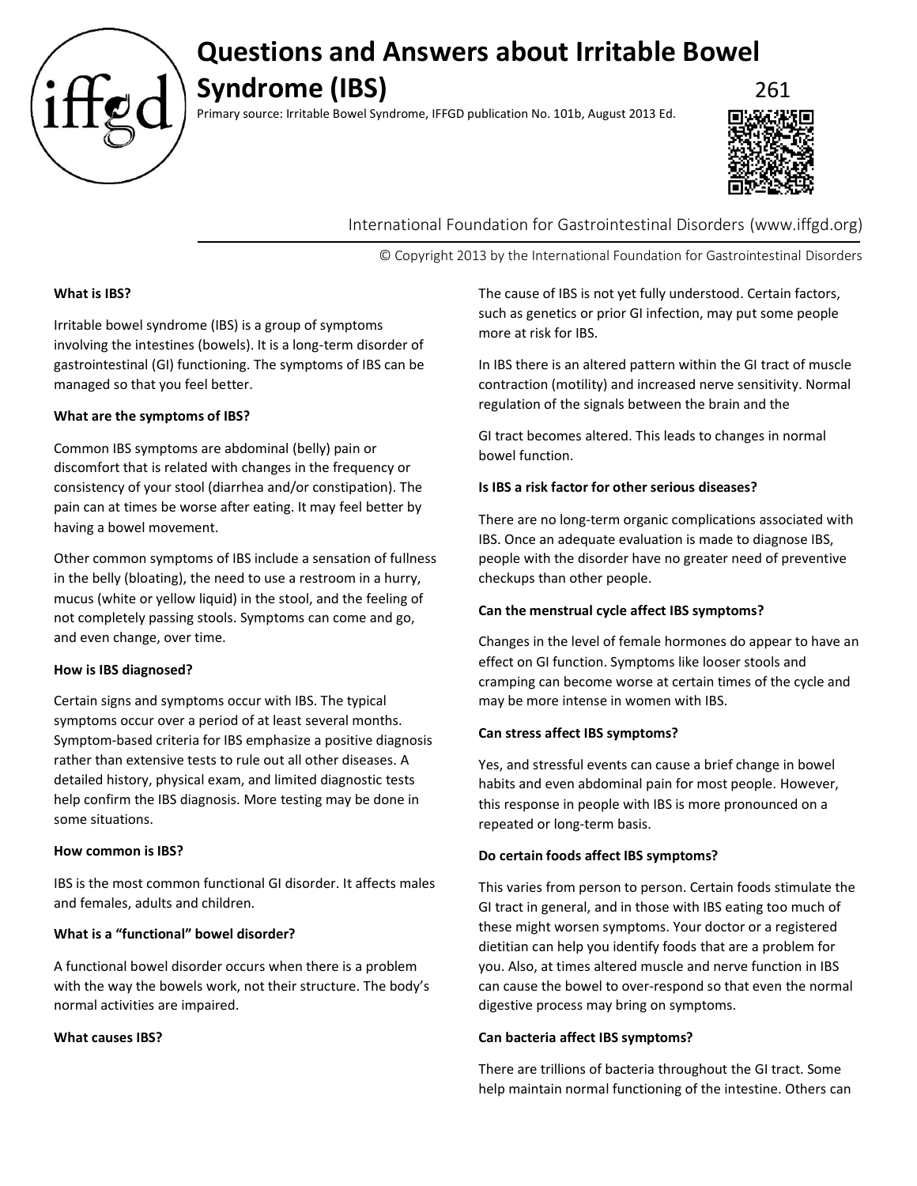# Questions and Answers about Irritable Bowel Syndrome (IBS)

261

Primary source: Irritable Bowel Syndrome, IFFGD publication No. 101b, August 2013 Ed.

International Foundation for Gastrointestinal Disorders (www.iffgd.org)

© Copyright 2013 by the International Foundation for Gastrointestinal Disorders

**What is IBS?**

Irritable bowel syndrome (IBS) is a group of symptoms involving the intestines (bowels). It is a long-term disorder of gastrointestinal (GI) functioning. The symptoms of IBS can be managed so that you feel better.

**What are the symptoms of IBS?**

Common IBS symptoms are abdominal (belly) pain or discomfort that is related with changes in the frequency or consistency of your stool (diarrhea and/or constipation). The pain can at times be worse after eating. It may feel better by having a bowel movement.

Other common symptoms of IBS include a sensation of fullness in the belly (bloating), the need to use a restroom in a hurry, mucus (white or yellow liquid) in the stool, and the feeling of not completely passing stools. Symptoms can come and go, and even change, over time.

**How is IBS diagnosed?**

Certain signs and symptoms occur with IBS. The typical symptoms occur over a period of at least several months. Symptom-based criteria for IBS emphasize a positive diagnosis rather than extensive tests to rule out all other diseases. A detailed history, physical exam, and limited diagnostic tests help confirm the IBS diagnosis. More testing may be done in some situations.

**How common is IBS?**

IBS is the most common functional GI disorder. It affects males and females, adults and children.

**What is a "functional" bowel disorder?**

A functional bowel disorder occurs when there is a problem with the way the bowels work, not their structure. The body's normal activities are impaired.

**What causes IBS?**

The cause of IBS is not yet fully understood. Certain factors, such as genetics or prior GI infection, may put some people more at risk for IBS.

In IBS there is an altered pattern within the GI tract of muscle contraction (motility) and increased nerve sensitivity. Normal regulation of the signals between the brain and the GI tract becomes altered. This leads to changes in normal bowel function.

**Is IBS a risk factor for other serious diseases?**

There are no long-term organic complications associated with IBS. Once an adequate evaluation is made to diagnose IBS, people with the disorder have no greater need of preventive checkups than other people.

**Can the menstrual cycle affect IBS symptoms?**

Changes in the level of female hormones do appear to have an effect on GI function. Symptoms like looser stools and cramping can become worse at certain times of the cycle and may be more intense in women with IBS.

**Can stress affect IBS symptoms?**

Yes, and stressful events can cause a brief change in bowel habits and even abdominal pain for most people. However, this response in people with IBS is more pronounced on a repeated or long-term basis.

**Do certain foods affect IBS symptoms?**

This varies from person to person. Certain foods stimulate the GI tract in general, and in those with IBS eating too much of these might worsen symptoms. Your doctor or a registered dietitian can help you identify foods that are a problem for you. Also, at times altered muscle and nerve function in IBS can cause the bowel to over-respond so that even the normal digestive process may bring on symptoms.

**Can bacteria affect IBS symptoms?**

There are trillions of bacteria throughout the GI tract. Some help maintain normal functioning of the intestine. Others can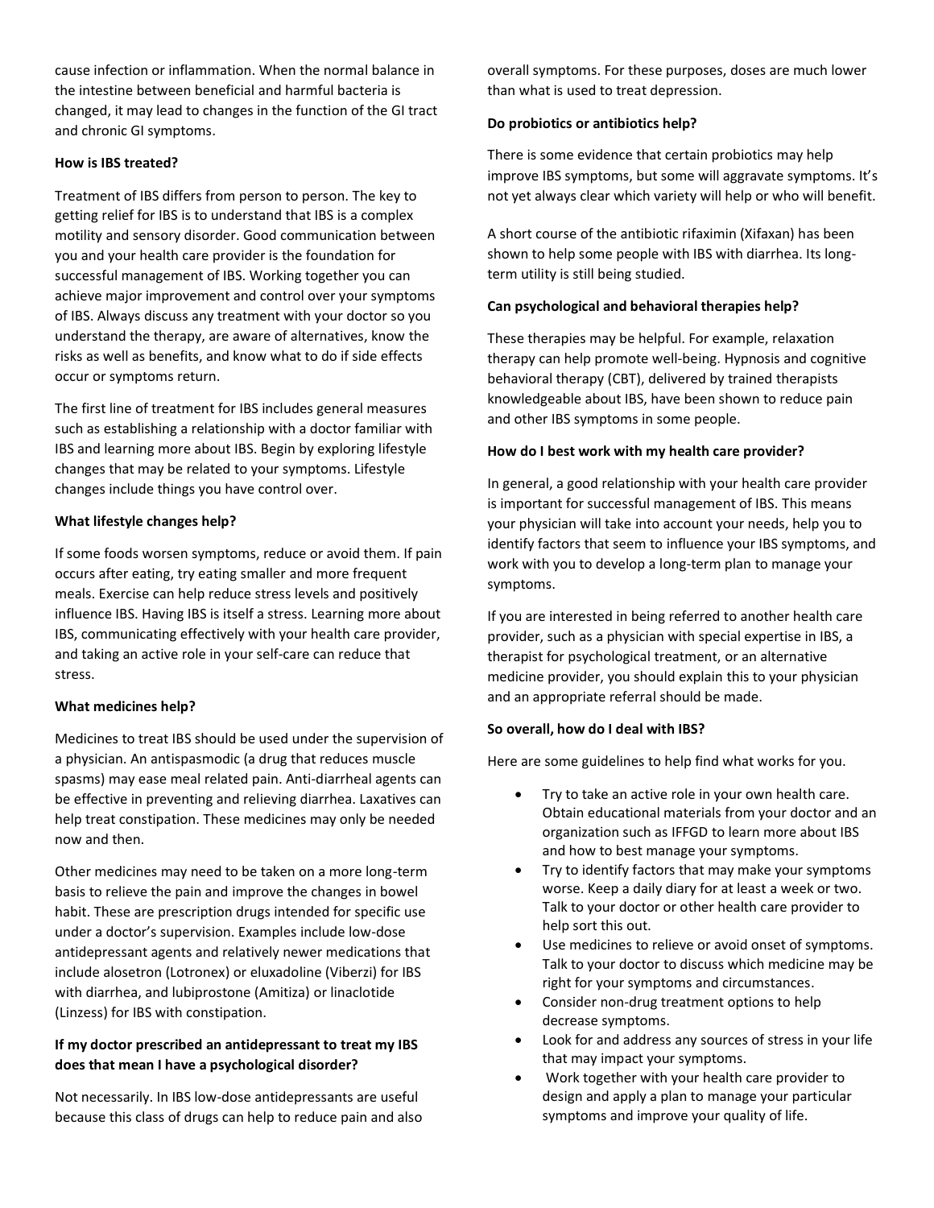cause infection or inflammation. When the normal balance in the intestine between beneficial and harmful bacteria is changed, it may lead to changes in the function of the GI tract and chronic GI symptoms.

**How is IBS treated?**

Treatment of IBS differs from person to person. The key to getting relief for IBS is to understand that IBS is a complex motility and sensory disorder. Good communication between you and your health care provider is the foundation for successful management of IBS. Working together you can achieve major improvement and control over your symptoms of IBS. Always discuss any treatment with your doctor so you understand the therapy, are aware of alternatives, know the risks as well as benefits, and know what to do if side effects occur or symptoms return.

The first line of treatment for IBS includes general measures such as establishing a relationship with a doctor familiar with IBS and learning more about IBS. Begin by exploring lifestyle changes that may be related to your symptoms. Lifestyle changes include things you have control over.

**What lifestyle changes help?**

If some foods worsen symptoms, reduce or avoid them. If pain occurs after eating, try eating smaller and more frequent meals. Exercise can help reduce stress levels and positively influence IBS. Having IBS is itself a stress. Learning more about IBS, communicating effectively with your health care provider, and taking an active role in your self-care can reduce that stress.

**What medicines help?**

Medicines to treat IBS should be used under the supervision of a physician. An antispasmodic (a drug that reduces muscle spasms) may ease meal related pain. Anti-diarrheal agents can be effective in preventing and relieving diarrhea. Laxatives can help treat constipation. These medicines may only be needed now and then.

Other medicines may need to be taken on a more long-term basis to relieve the pain and improve the changes in bowel habit. These are prescription drugs intended for specific use under a doctor's supervision. Examples include low-dose antidepressant agents and relatively newer medications that include alosetron (Lotronex) or eluxadoline (Viberzi) for IBS with diarrhea, and lubiprostone (Amitiza) or linaclotide (Linzess) for IBS with constipation.

**If my doctor prescribed an antidepressant to treat my IBS does that mean I have a psychological disorder?**

Not necessarily. In IBS low-dose antidepressants are useful because this class of drugs can help to reduce pain and also overall symptoms. For these purposes, doses are much lower than what is used to treat depression.

**Do probiotics or antibiotics help?**

There is some evidence that certain probiotics may help improve IBS symptoms, but some will aggravate symptoms. It's not yet always clear which variety will help or who will benefit.

A short course of the antibiotic rifaximin (Xifaxan) has been shown to help some people with IBS with diarrhea. Its long-term utility is still being studied.

**Can psychological and behavioral therapies help?**

These therapies may be helpful. For example, relaxation therapy can help promote well-being. Hypnosis and cognitive behavioral therapy (CBT), delivered by trained therapists knowledgeable about IBS, have been shown to reduce pain and other IBS symptoms in some people.

**How do I best work with my health care provider?**

In general, a good relationship with your health care provider is important for successful management of IBS. This means your physician will take into account your needs, help you to identify factors that seem to influence your IBS symptoms, and work with you to develop a long-term plan to manage your symptoms.

If you are interested in being referred to another health care provider, such as a physician with special expertise in IBS, a therapist for psychological treatment, or an alternative medicine provider, you should explain this to your physician and an appropriate referral should be made.

**So overall, how do I deal with IBS?**

Here are some guidelines to help find what works for you.

- Try to take an active role in your own health care. Obtain educational materials from your doctor and an organization such as IFFGD to learn more about IBS and how to best manage your symptoms.
- Try to identify factors that may make your symptoms worse. Keep a daily diary for at least a week or two. Talk to your doctor or other health care provider to help sort this out.
- Use medicines to relieve or avoid onset of symptoms. Talk to your doctor to discuss which medicine may be right for your symptoms and circumstances.
- Consider non-drug treatment options to help decrease symptoms.
- Look for and address any sources of stress in your life that may impact your symptoms.
- Work together with your health care provider to design and apply a plan to manage your particular symptoms and improve your quality of life.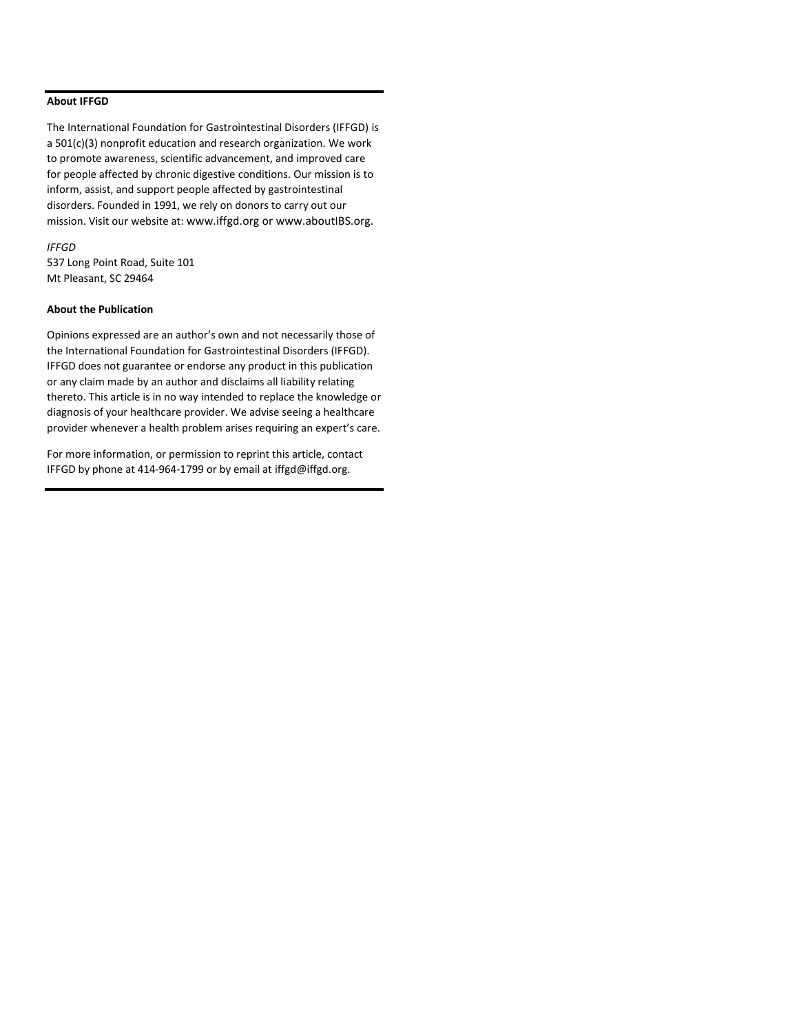**About IFFGD**

The International Foundation for Gastrointestinal Disorders (IFFGD) is a 501(c)(3) nonprofit education and research organization. We work to promote awareness, scientific advancement, and improved care for people affected by chronic digestive conditions. Our mission is to inform, assist, and support people affected by gastrointestinal disorders. Founded in 1991, we rely on donors to carry out our mission. Visit our website at: www.iffgd.org or www.aboutIBS.org.

*IFFGD*
537 Long Point Road, Suite 101
Mt Pleasant, SC 29464

**About the Publication**

Opinions expressed are an author's own and not necessarily those of the International Foundation for Gastrointestinal Disorders (IFFGD). IFFGD does not guarantee or endorse any product in this publication or any claim made by an author and disclaims all liability relating thereto. This article is in no way intended to replace the knowledge or diagnosis of your healthcare provider. We advise seeing a healthcare provider whenever a health problem arises requiring an expert's care.

For more information, or permission to reprint this article, contact IFFGD by phone at 414-964-1799 or by email at iffgd@iffgd.org.